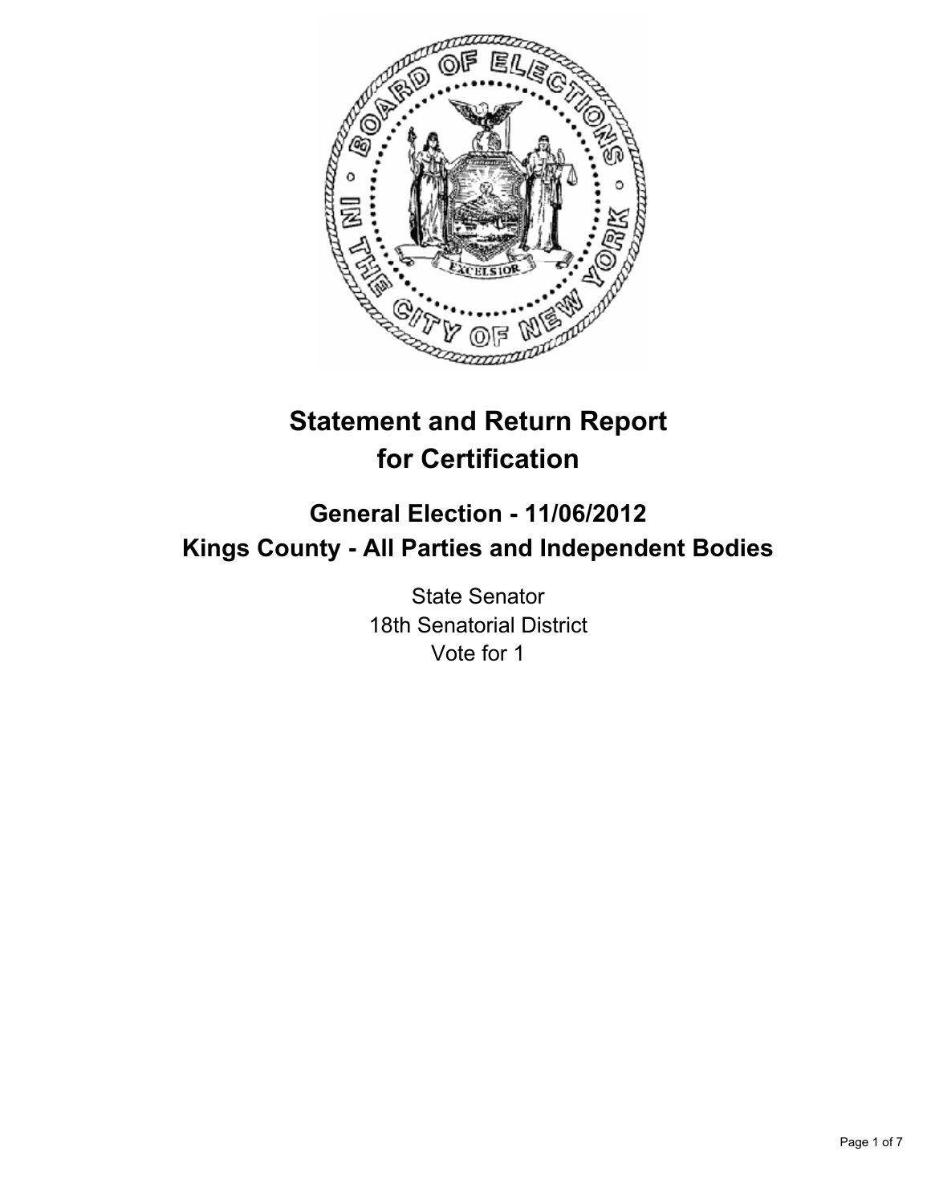# Statement and Return Report for Certification

## General Election - 11/06/2012
## Kings County - All Parties and Independent Bodies

State Senator
18th Senatorial District
Vote for 1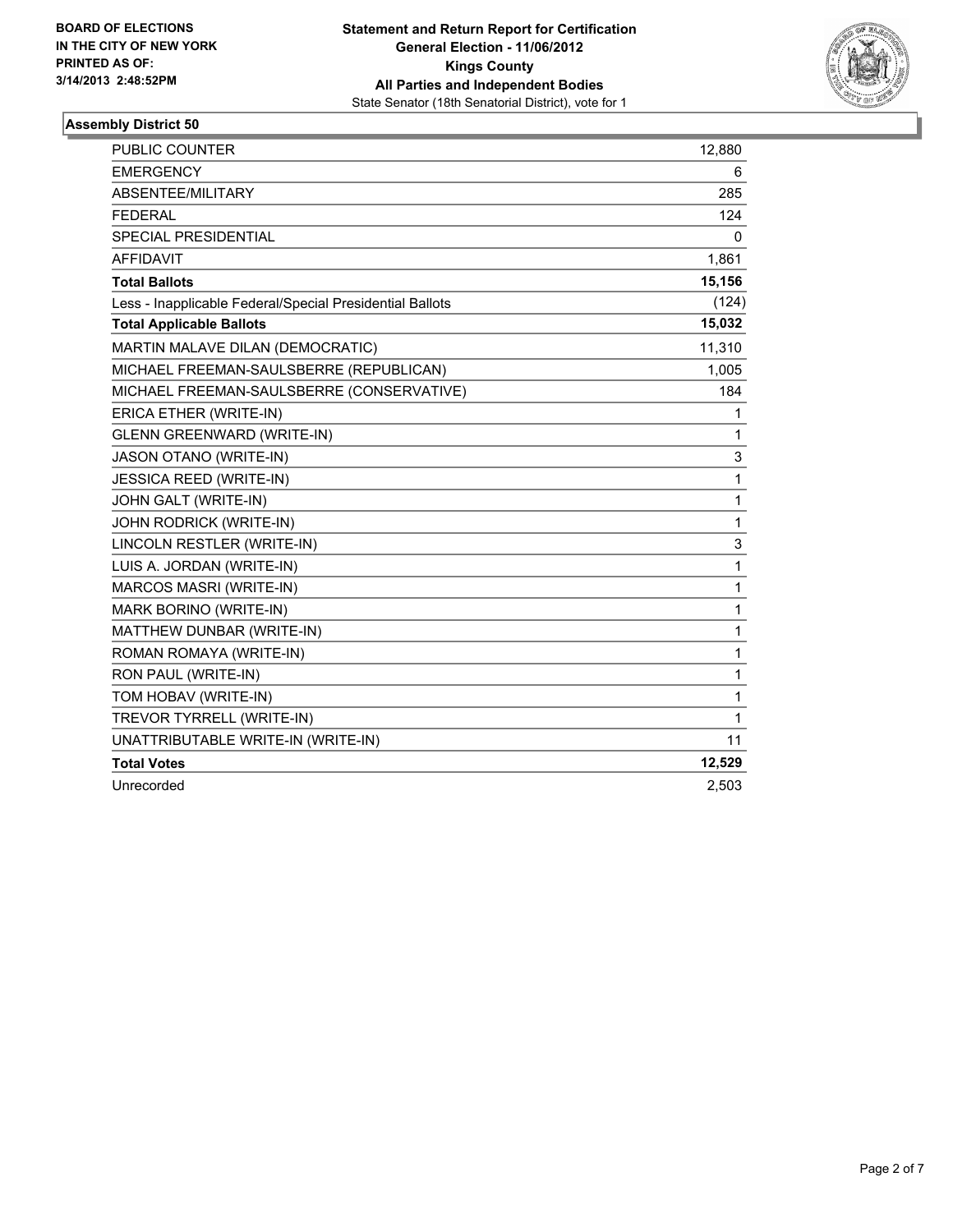**BOARD OF ELECTIONS IN THE CITY OF NEW YORK PRINTED AS OF: 3/14/2013 2:48:52PM**

**Statement and Return Report for Certification General Election - 11/06/2012 Kings County All Parties and Independent Bodies**

State Senator (18th Senatorial District), vote for 1

## Assembly District 50

| | |
|---|---|
| PUBLIC COUNTER | 12,880 |
| EMERGENCY | 6 |
| ABSENTEE/MILITARY | 285 |
| FEDERAL | 124 |
| SPECIAL PRESIDENTIAL | 0 |
| AFFIDAVIT | 1,861 |
| **Total Ballots** | **15,156** |
| Less - Inapplicable Federal/Special Presidential Ballots | (124) |
| **Total Applicable Ballots** | **15,032** |
| MARTIN MALAVE DILAN (DEMOCRATIC) | 11,310 |
| MICHAEL FREEMAN-SAULSBERRE (REPUBLICAN) | 1,005 |
| MICHAEL FREEMAN-SAULSBERRE (CONSERVATIVE) | 184 |
| ERICA ETHER (WRITE-IN) | 1 |
| GLENN GREENWARD (WRITE-IN) | 1 |
| JASON OTANO (WRITE-IN) | 3 |
| JESSICA REED (WRITE-IN) | 1 |
| JOHN GALT (WRITE-IN) | 1 |
| JOHN RODRICK (WRITE-IN) | 1 |
| LINCOLN RESTLER (WRITE-IN) | 3 |
| LUIS A. JORDAN (WRITE-IN) | 1 |
| MARCOS MASRI (WRITE-IN) | 1 |
| MARK BORINO (WRITE-IN) | 1 |
| MATTHEW DUNBAR (WRITE-IN) | 1 |
| ROMAN ROMAYA (WRITE-IN) | 1 |
| RON PAUL (WRITE-IN) | 1 |
| TOM HOBAV (WRITE-IN) | 1 |
| TREVOR TYRRELL (WRITE-IN) | 1 |
| UNATTRIBUTABLE WRITE-IN (WRITE-IN) | 11 |
| **Total Votes** | **12,529** |
| Unrecorded | 2,503 |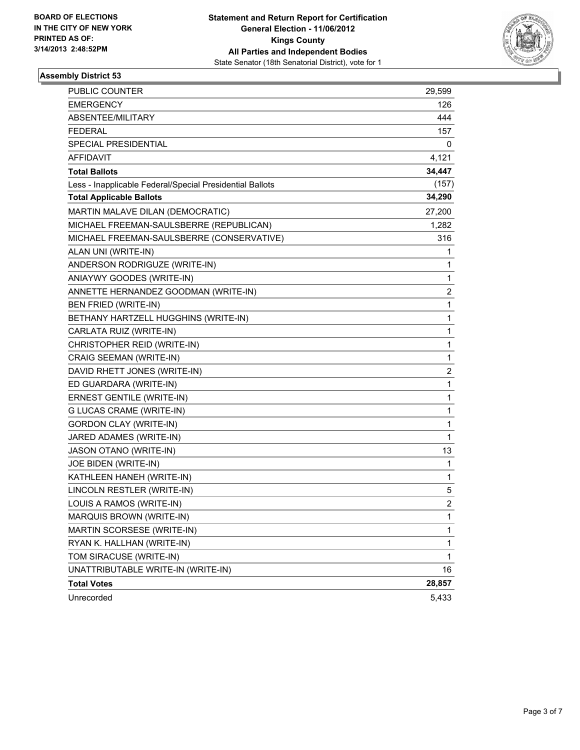BOARD OF ELECTIONS
IN THE CITY OF NEW YORK
PRINTED AS OF:
3/14/2013 2:48:52PM

**Statement and Return Report for Certification**
**General Election - 11/06/2012**
**Kings County**
**All Parties and Independent Bodies**
State Senator (18th Senatorial District), vote for 1

## Assembly District 53

| | |
|---|---|
| PUBLIC COUNTER | 29,599 |
| EMERGENCY | 126 |
| ABSENTEE/MILITARY | 444 |
| FEDERAL | 157 |
| SPECIAL PRESIDENTIAL | 0 |
| AFFIDAVIT | 4,121 |
| **Total Ballots** | **34,447** |
| Less - Inapplicable Federal/Special Presidential Ballots | (157) |
| **Total Applicable Ballots** | **34,290** |
| MARTIN MALAVE DILAN (DEMOCRATIC) | 27,200 |
| MICHAEL FREEMAN-SAULSBERRE (REPUBLICAN) | 1,282 |
| MICHAEL FREEMAN-SAULSBERRE (CONSERVATIVE) | 316 |
| ALAN UNI (WRITE-IN) | 1 |
| ANDERSON RODRIGUZE (WRITE-IN) | 1 |
| ANIAYWY GOODES (WRITE-IN) | 1 |
| ANNETTE HERNANDEZ GOODMAN (WRITE-IN) | 2 |
| BEN FRIED (WRITE-IN) | 1 |
| BETHANY HARTZELL HUGGHINS (WRITE-IN) | 1 |
| CARLATA RUIZ (WRITE-IN) | 1 |
| CHRISTOPHER REID (WRITE-IN) | 1 |
| CRAIG SEEMAN (WRITE-IN) | 1 |
| DAVID RHETT JONES (WRITE-IN) | 2 |
| ED GUARDARA (WRITE-IN) | 1 |
| ERNEST GENTILE (WRITE-IN) | 1 |
| G LUCAS CRAME (WRITE-IN) | 1 |
| GORDON CLAY (WRITE-IN) | 1 |
| JARED ADAMES (WRITE-IN) | 1 |
| JASON OTANO (WRITE-IN) | 13 |
| JOE BIDEN (WRITE-IN) | 1 |
| KATHLEEN HANEH (WRITE-IN) | 1 |
| LINCOLN RESTLER (WRITE-IN) | 5 |
| LOUIS A RAMOS (WRITE-IN) | 2 |
| MARQUIS BROWN (WRITE-IN) | 1 |
| MARTIN SCORSESE (WRITE-IN) | 1 |
| RYAN K. HALLHAN (WRITE-IN) | 1 |
| TOM SIRACUSE (WRITE-IN) | 1 |
| UNATTRIBUTABLE WRITE-IN (WRITE-IN) | 16 |
| **Total Votes** | **28,857** |
| Unrecorded | 5,433 |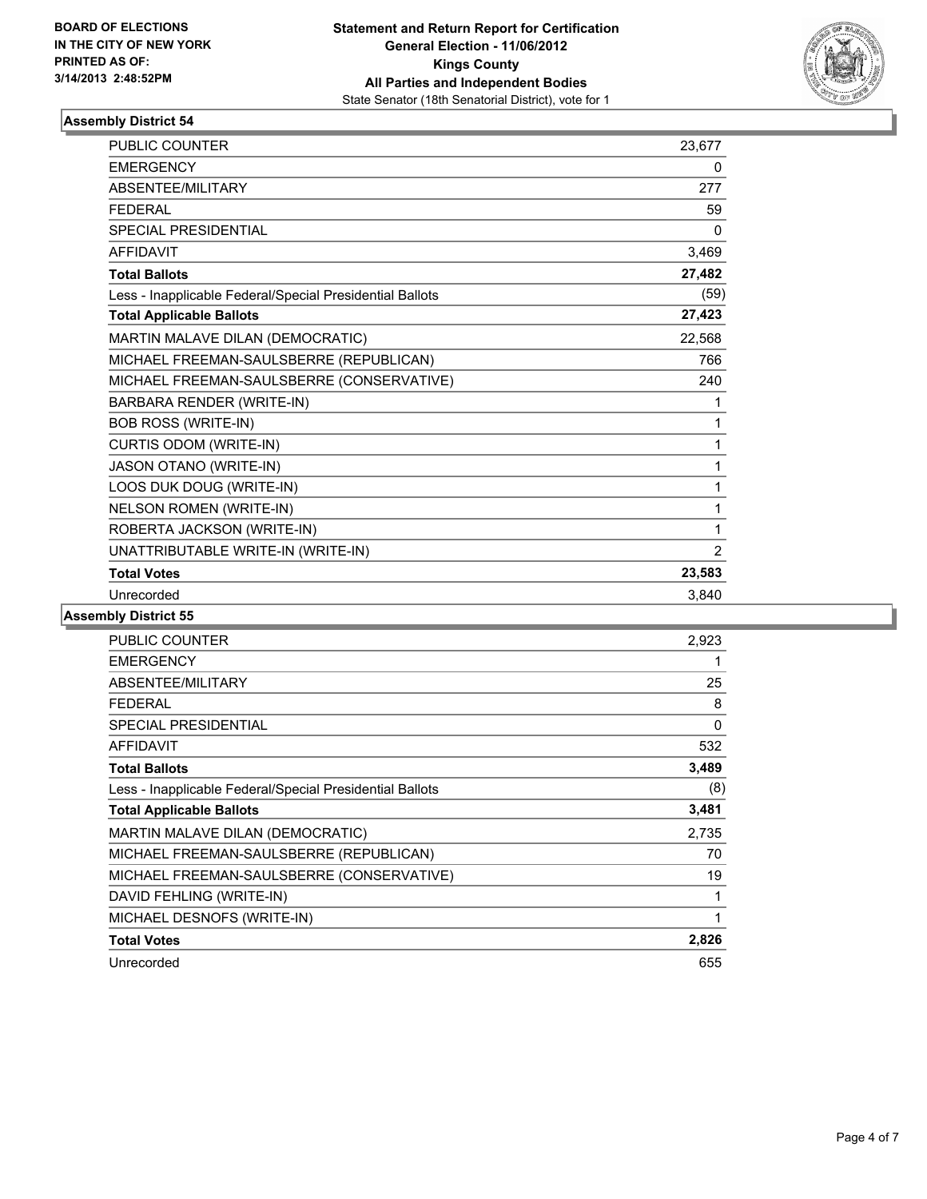BOARD OF ELECTIONS
IN THE CITY OF NEW YORK
PRINTED AS OF:
3/14/2013 2:48:52PM

**Statement and Return Report for Certification**
**General Election - 11/06/2012**
**Kings County**
**All Parties and Independent Bodies**
State Senator (18th Senatorial District), vote for 1

### Assembly District 54

| | |
|---|---|
| PUBLIC COUNTER | 23,677 |
| EMERGENCY | 0 |
| ABSENTEE/MILITARY | 277 |
| FEDERAL | 59 |
| SPECIAL PRESIDENTIAL | 0 |
| AFFIDAVIT | 3,469 |
| **Total Ballots** | **27,482** |
| Less - Inapplicable Federal/Special Presidential Ballots | (59) |
| **Total Applicable Ballots** | **27,423** |
| MARTIN MALAVE DILAN (DEMOCRATIC) | 22,568 |
| MICHAEL FREEMAN-SAULSBERRE (REPUBLICAN) | 766 |
| MICHAEL FREEMAN-SAULSBERRE (CONSERVATIVE) | 240 |
| BARBARA RENDER (WRITE-IN) | 1 |
| BOB ROSS (WRITE-IN) | 1 |
| CURTIS ODOM (WRITE-IN) | 1 |
| JASON OTANO (WRITE-IN) | 1 |
| LOOS DUK DOUG (WRITE-IN) | 1 |
| NELSON ROMEN (WRITE-IN) | 1 |
| ROBERTA JACKSON (WRITE-IN) | 1 |
| UNATTRIBUTABLE WRITE-IN (WRITE-IN) | 2 |
| **Total Votes** | **23,583** |
| Unrecorded | 3,840 |

### Assembly District 55

| | |
|---|---|
| PUBLIC COUNTER | 2,923 |
| EMERGENCY | 1 |
| ABSENTEE/MILITARY | 25 |
| FEDERAL | 8 |
| SPECIAL PRESIDENTIAL | 0 |
| AFFIDAVIT | 532 |
| **Total Ballots** | **3,489** |
| Less - Inapplicable Federal/Special Presidential Ballots | (8) |
| **Total Applicable Ballots** | **3,481** |
| MARTIN MALAVE DILAN (DEMOCRATIC) | 2,735 |
| MICHAEL FREEMAN-SAULSBERRE (REPUBLICAN) | 70 |
| MICHAEL FREEMAN-SAULSBERRE (CONSERVATIVE) | 19 |
| DAVID FEHLING (WRITE-IN) | 1 |
| MICHAEL DESNOFS (WRITE-IN) | 1 |
| **Total Votes** | **2,826** |
| Unrecorded | 655 |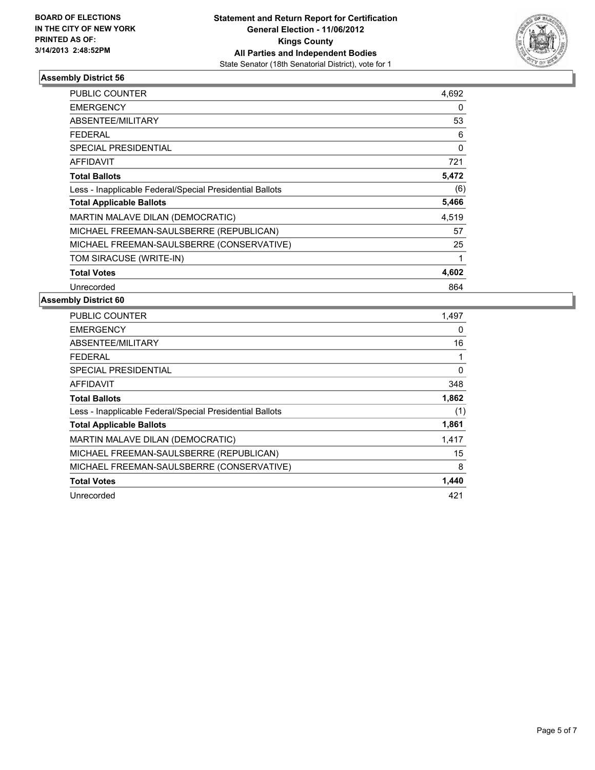**BOARD OF ELECTIONS IN THE CITY OF NEW YORK PRINTED AS OF: 3/14/2013 2:48:52PM**

**Statement and Return Report for Certification**
**General Election - 11/06/2012**
**Kings County**
**All Parties and Independent Bodies**
State Senator (18th Senatorial District), vote for 1

### Assembly District 56

| | |
|---|---|
| PUBLIC COUNTER | 4,692 |
| EMERGENCY | 0 |
| ABSENTEE/MILITARY | 53 |
| FEDERAL | 6 |
| SPECIAL PRESIDENTIAL | 0 |
| AFFIDAVIT | 721 |
| **Total Ballots** | **5,472** |
| Less - Inapplicable Federal/Special Presidential Ballots | (6) |
| **Total Applicable Ballots** | **5,466** |
| MARTIN MALAVE DILAN (DEMOCRATIC) | 4,519 |
| MICHAEL FREEMAN-SAULSBERRE (REPUBLICAN) | 57 |
| MICHAEL FREEMAN-SAULSBERRE (CONSERVATIVE) | 25 |
| TOM SIRACUSE (WRITE-IN) | 1 |
| **Total Votes** | **4,602** |
| Unrecorded | 864 |

### Assembly District 60

| | |
|---|---|
| PUBLIC COUNTER | 1,497 |
| EMERGENCY | 0 |
| ABSENTEE/MILITARY | 16 |
| FEDERAL | 1 |
| SPECIAL PRESIDENTIAL | 0 |
| AFFIDAVIT | 348 |
| **Total Ballots** | **1,862** |
| Less - Inapplicable Federal/Special Presidential Ballots | (1) |
| **Total Applicable Ballots** | **1,861** |
| MARTIN MALAVE DILAN (DEMOCRATIC) | 1,417 |
| MICHAEL FREEMAN-SAULSBERRE (REPUBLICAN) | 15 |
| MICHAEL FREEMAN-SAULSBERRE (CONSERVATIVE) | 8 |
| **Total Votes** | **1,440** |
| Unrecorded | 421 |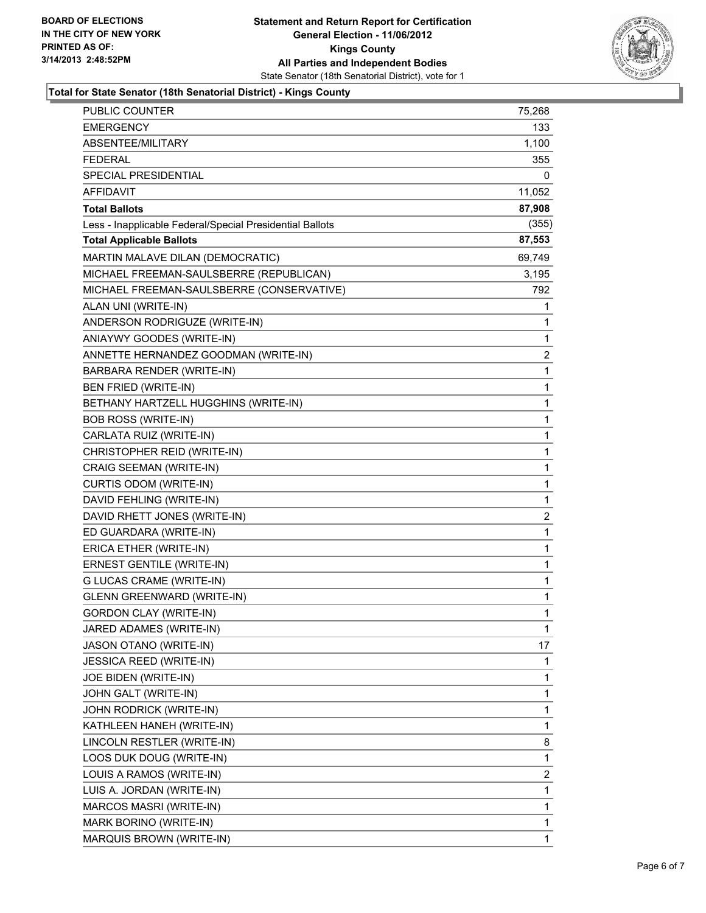**BOARD OF ELECTIONS IN THE CITY OF NEW YORK PRINTED AS OF: 3/14/2013 2:48:52PM**

# Statement and Return Report for Certification
## General Election - 11/06/2012
## Kings County
## All Parties and Independent Bodies
State Senator (18th Senatorial District), vote for 1

### Total for State Senator (18th Senatorial District) - Kings County

| | |
|---|---|
| PUBLIC COUNTER | 75,268 |
| EMERGENCY | 133 |
| ABSENTEE/MILITARY | 1,100 |
| FEDERAL | 355 |
| SPECIAL PRESIDENTIAL | 0 |
| AFFIDAVIT | 11,052 |
| **Total Ballots** | **87,908** |
| Less - Inapplicable Federal/Special Presidential Ballots | (355) |
| **Total Applicable Ballots** | **87,553** |
| MARTIN MALAVE DILAN (DEMOCRATIC) | 69,749 |
| MICHAEL FREEMAN-SAULSBERRE (REPUBLICAN) | 3,195 |
| MICHAEL FREEMAN-SAULSBERRE (CONSERVATIVE) | 792 |
| ALAN UNI (WRITE-IN) | 1 |
| ANDERSON RODRIGUZE (WRITE-IN) | 1 |
| ANIAYWY GOODES (WRITE-IN) | 1 |
| ANNETTE HERNANDEZ GOODMAN (WRITE-IN) | 2 |
| BARBARA RENDER (WRITE-IN) | 1 |
| BEN FRIED (WRITE-IN) | 1 |
| BETHANY HARTZELL HUGGHINS (WRITE-IN) | 1 |
| BOB ROSS (WRITE-IN) | 1 |
| CARLATA RUIZ (WRITE-IN) | 1 |
| CHRISTOPHER REID (WRITE-IN) | 1 |
| CRAIG SEEMAN (WRITE-IN) | 1 |
| CURTIS ODOM (WRITE-IN) | 1 |
| DAVID FEHLING (WRITE-IN) | 1 |
| DAVID RHETT JONES (WRITE-IN) | 2 |
| ED GUARDARA (WRITE-IN) | 1 |
| ERICA ETHER (WRITE-IN) | 1 |
| ERNEST GENTILE (WRITE-IN) | 1 |
| G LUCAS CRAME (WRITE-IN) | 1 |
| GLENN GREENWARD (WRITE-IN) | 1 |
| GORDON CLAY (WRITE-IN) | 1 |
| JARED ADAMES (WRITE-IN) | 1 |
| JASON OTANO (WRITE-IN) | 17 |
| JESSICA REED (WRITE-IN) | 1 |
| JOE BIDEN (WRITE-IN) | 1 |
| JOHN GALT (WRITE-IN) | 1 |
| JOHN RODRICK (WRITE-IN) | 1 |
| KATHLEEN HANEH (WRITE-IN) | 1 |
| LINCOLN RESTLER (WRITE-IN) | 8 |
| LOOS DUK DOUG (WRITE-IN) | 1 |
| LOUIS A RAMOS (WRITE-IN) | 2 |
| LUIS A. JORDAN (WRITE-IN) | 1 |
| MARCOS MASRI (WRITE-IN) | 1 |
| MARK BORINO (WRITE-IN) | 1 |
| MARQUIS BROWN (WRITE-IN) | 1 |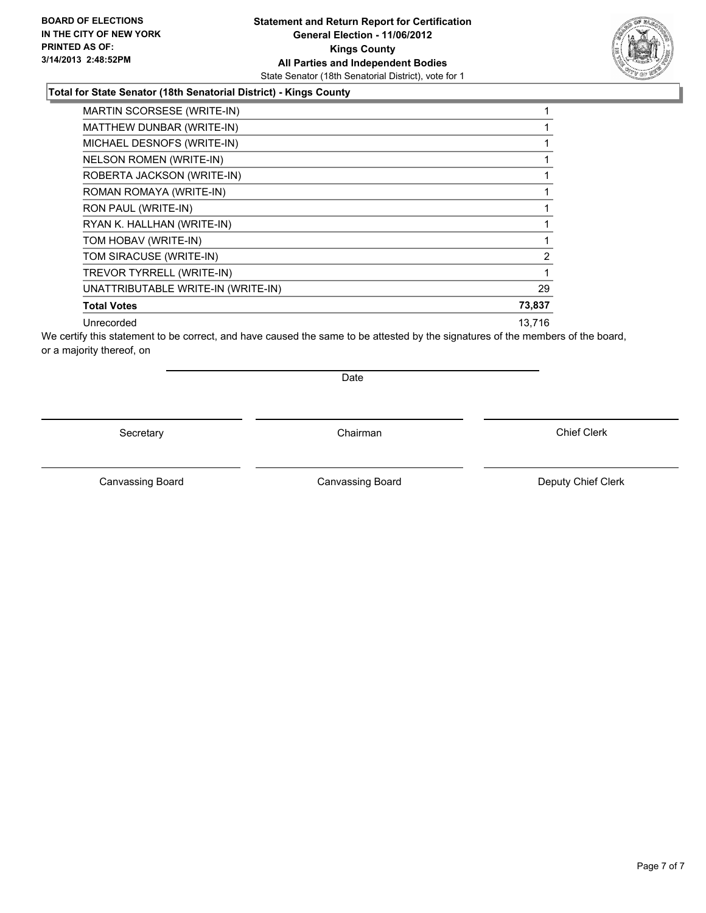**BOARD OF ELECTIONS IN THE CITY OF NEW YORK PRINTED AS OF: 3/14/2013 2:48:52PM**

**Statement and Return Report for Certification General Election - 11/06/2012 Kings County All Parties and Independent Bodies**

State Senator (18th Senatorial District), vote for 1

### Total for State Senator (18th Senatorial District) - Kings County

| | |
|---|---|
| MARTIN SCORSESE (WRITE-IN) | 1 |
| MATTHEW DUNBAR (WRITE-IN) | 1 |
| MICHAEL DESNOFS (WRITE-IN) | 1 |
| NELSON ROMEN (WRITE-IN) | 1 |
| ROBERTA JACKSON (WRITE-IN) | 1 |
| ROMAN ROMAYA (WRITE-IN) | 1 |
| RON PAUL (WRITE-IN) | 1 |
| RYAN K. HALLHAN (WRITE-IN) | 1 |
| TOM HOBAV (WRITE-IN) | 1 |
| TOM SIRACUSE (WRITE-IN) | 2 |
| TREVOR TYRRELL (WRITE-IN) | 1 |
| UNATTRIBUTABLE WRITE-IN (WRITE-IN) | 29 |
| **Total Votes** | **73,837** |
| Unrecorded | 13,716 |

We certify this statement to be correct, and have caused the same to be attested by the signatures of the members of the board, or a majority thereof, on

Date

Secretary

Chairman

Chief Clerk

Canvassing Board

Canvassing Board

Deputy Chief Clerk